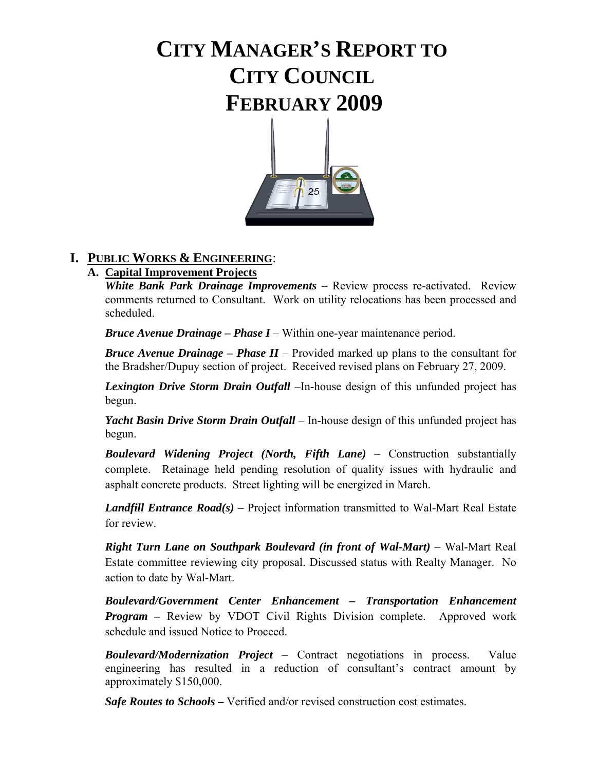# CITY MANAGER'S REPORT TO CITY COUNCIL FEBRUARY 2009

## I. PUBLIC WORKS & ENGINEERING:

### A. Capital Improvement Projects

***White Bank Park Drainage Improvements*** – Review process re-activated. Review comments returned to Consultant. Work on utility relocations has been processed and scheduled.

***Bruce Avenue Drainage – Phase I*** – Within one-year maintenance period.

***Bruce Avenue Drainage – Phase II*** – Provided marked up plans to the consultant for the Bradsher/Dupuy section of project. Received revised plans on February 27, 2009.

***Lexington Drive Storm Drain Outfall*** –In-house design of this unfunded project has begun.

***Yacht Basin Drive Storm Drain Outfall*** – In-house design of this unfunded project has begun.

***Boulevard Widening Project (North, Fifth Lane)*** – Construction substantially complete. Retainage held pending resolution of quality issues with hydraulic and asphalt concrete products. Street lighting will be energized in March.

***Landfill Entrance Road(s)*** – Project information transmitted to Wal-Mart Real Estate for review.

***Right Turn Lane on Southpark Boulevard (in front of Wal-Mart)*** – Wal-Mart Real Estate committee reviewing city proposal. Discussed status with Realty Manager. No action to date by Wal-Mart.

***Boulevard/Government Center Enhancement – Transportation Enhancement Program –*** Review by VDOT Civil Rights Division complete. Approved work schedule and issued Notice to Proceed.

***Boulevard/Modernization Project*** – Contract negotiations in process. Value engineering has resulted in a reduction of consultant's contract amount by approximately $150,000.

***Safe Routes to Schools –*** Verified and/or revised construction cost estimates.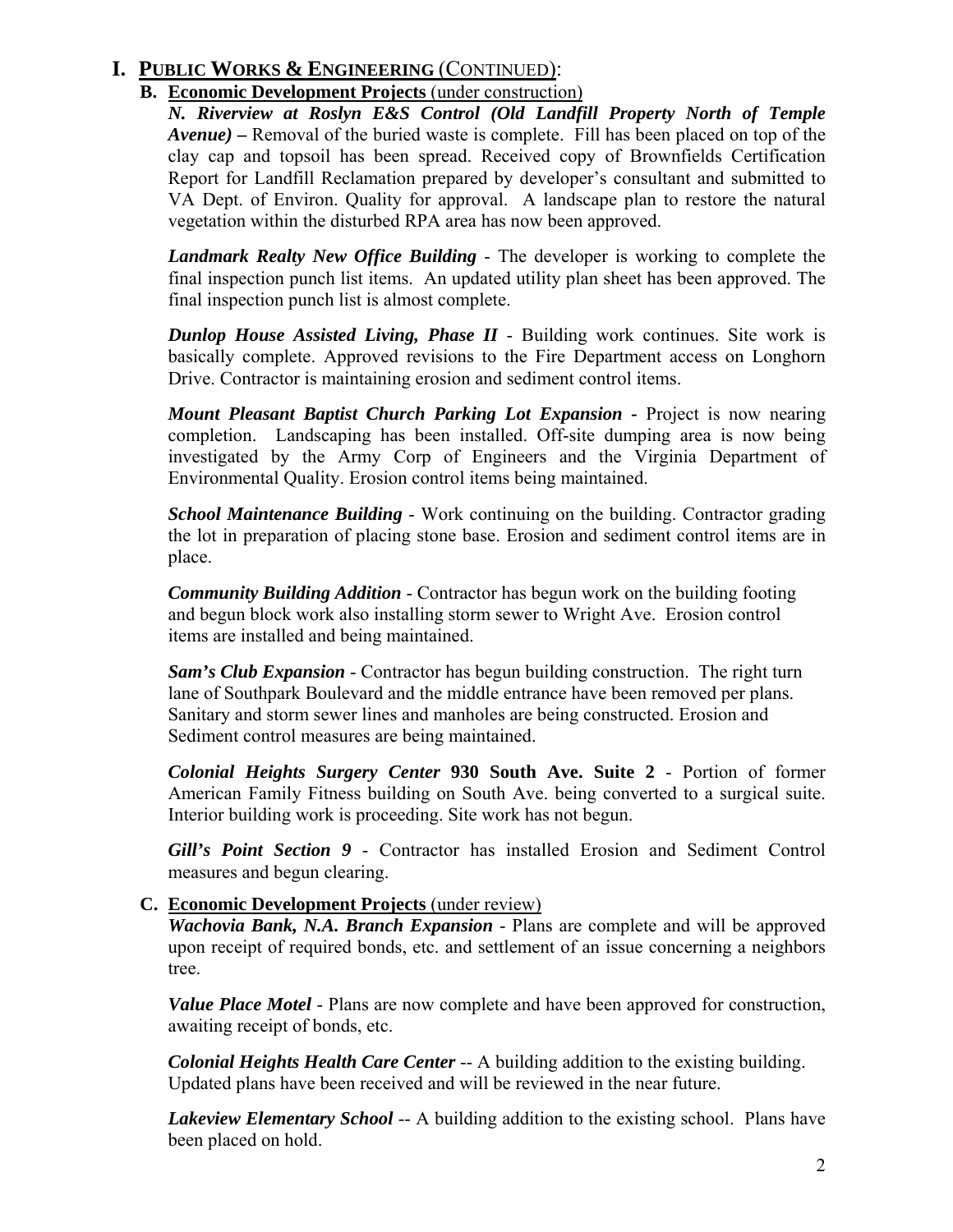# I. PUBLIC WORKS & ENGINEERING (CONTINUED):

## B. Economic Development Projects (under construction)

***N. Riverview at Roslyn E&S Control (Old Landfill Property North of Temple Avenue) –*** Removal of the buried waste is complete. Fill has been placed on top of the clay cap and topsoil has been spread. Received copy of Brownfields Certification Report for Landfill Reclamation prepared by developer's consultant and submitted to VA Dept. of Environ. Quality for approval. A landscape plan to restore the natural vegetation within the disturbed RPA area has now been approved.

***Landmark Realty New Office Building*** - The developer is working to complete the final inspection punch list items. An updated utility plan sheet has been approved. The final inspection punch list is almost complete.

***Dunlop House Assisted Living, Phase II*** - Building work continues. Site work is basically complete. Approved revisions to the Fire Department access on Longhorn Drive. Contractor is maintaining erosion and sediment control items.

***Mount Pleasant Baptist Church Parking Lot Expansion -*** Project is now nearing completion. Landscaping has been installed. Off-site dumping area is now being investigated by the Army Corp of Engineers and the Virginia Department of Environmental Quality. Erosion control items being maintained.

***School Maintenance Building*** - Work continuing on the building. Contractor grading the lot in preparation of placing stone base. Erosion and sediment control items are in place.

***Community Building Addition*** - Contractor has begun work on the building footing and begun block work also installing storm sewer to Wright Ave. Erosion control items are installed and being maintained.

***Sam's Club Expansion*** - Contractor has begun building construction. The right turn lane of Southpark Boulevard and the middle entrance have been removed per plans. Sanitary and storm sewer lines and manholes are being constructed. Erosion and Sediment control measures are being maintained.

***Colonial Heights Surgery Center* 930 South Ave. Suite 2** - Portion of former American Family Fitness building on South Ave. being converted to a surgical suite. Interior building work is proceeding. Site work has not begun.

***Gill's Point Section 9*** - Contractor has installed Erosion and Sediment Control measures and begun clearing.

## C. Economic Development Projects (under review)

***Wachovia Bank, N.A. Branch Expansion*** - Plans are complete and will be approved upon receipt of required bonds, etc. and settlement of an issue concerning a neighbors tree.

***Value Place Motel*** - Plans are now complete and have been approved for construction, awaiting receipt of bonds, etc.

***Colonial Heights Health Care Center*** -- A building addition to the existing building. Updated plans have been received and will be reviewed in the near future.

***Lakeview Elementary School*** -- A building addition to the existing school. Plans have been placed on hold.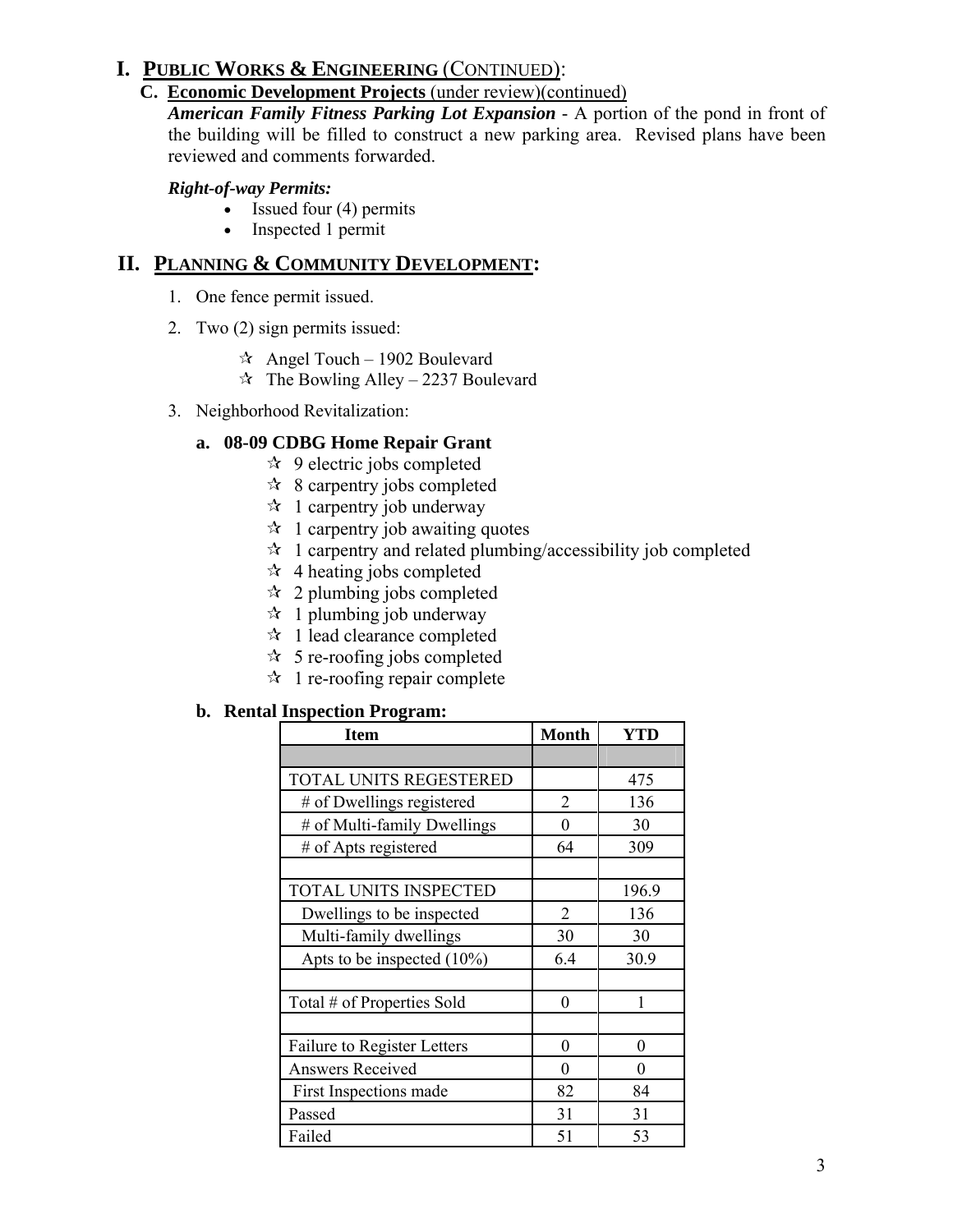# I. PUBLIC WORKS & ENGINEERING (CONTINUED):

### C. Economic Development Projects (under review)(continued)

***American Family Fitness Parking Lot Expansion*** - A portion of the pond in front of the building will be filled to construct a new parking area. Revised plans have been reviewed and comments forwarded.

***Right-of-way Permits:***

- Issued four (4) permits
- Inspected 1 permit

# II. PLANNING & COMMUNITY DEVELOPMENT:

1. One fence permit issued.
2. Two (2) sign permits issued:
   - ✫ Angel Touch – 1902 Boulevard
   - ✫ The Bowling Alley – 2237 Boulevard
3. Neighborhood Revitalization:

### a. 08-09 CDBG Home Repair Grant

- ✫ 9 electric jobs completed
- ✫ 8 carpentry jobs completed
- ✫ 1 carpentry job underway
- ✫ 1 carpentry job awaiting quotes
- ✫ 1 carpentry and related plumbing/accessibility job completed
- ✫ 4 heating jobs completed
- ✫ 2 plumbing jobs completed
- ✫ 1 plumbing job underway
- ✫ 1 lead clearance completed
- ✫ 5 re-roofing jobs completed
- ✫ 1 re-roofing repair complete

### b. Rental Inspection Program:

| Item | Month | YTD |
|---|---|---|
| | | |
| TOTAL UNITS REGESTERED | | 475 |
| # of Dwellings registered | 2 | 136 |
| # of Multi-family Dwellings | 0 | 30 |
| # of Apts registered | 64 | 309 |
| | | |
| TOTAL UNITS INSPECTED | | 196.9 |
| Dwellings to be inspected | 2 | 136 |
| Multi-family dwellings | 30 | 30 |
| Apts to be inspected (10%) | 6.4 | 30.9 |
| | | |
| Total # of Properties Sold | 0 | 1 |
| | | |
| Failure to Register Letters | 0 | 0 |
| Answers Received | 0 | 0 |
| First Inspections made | 82 | 84 |
| Passed | 31 | 31 |
| Failed | 51 | 53 |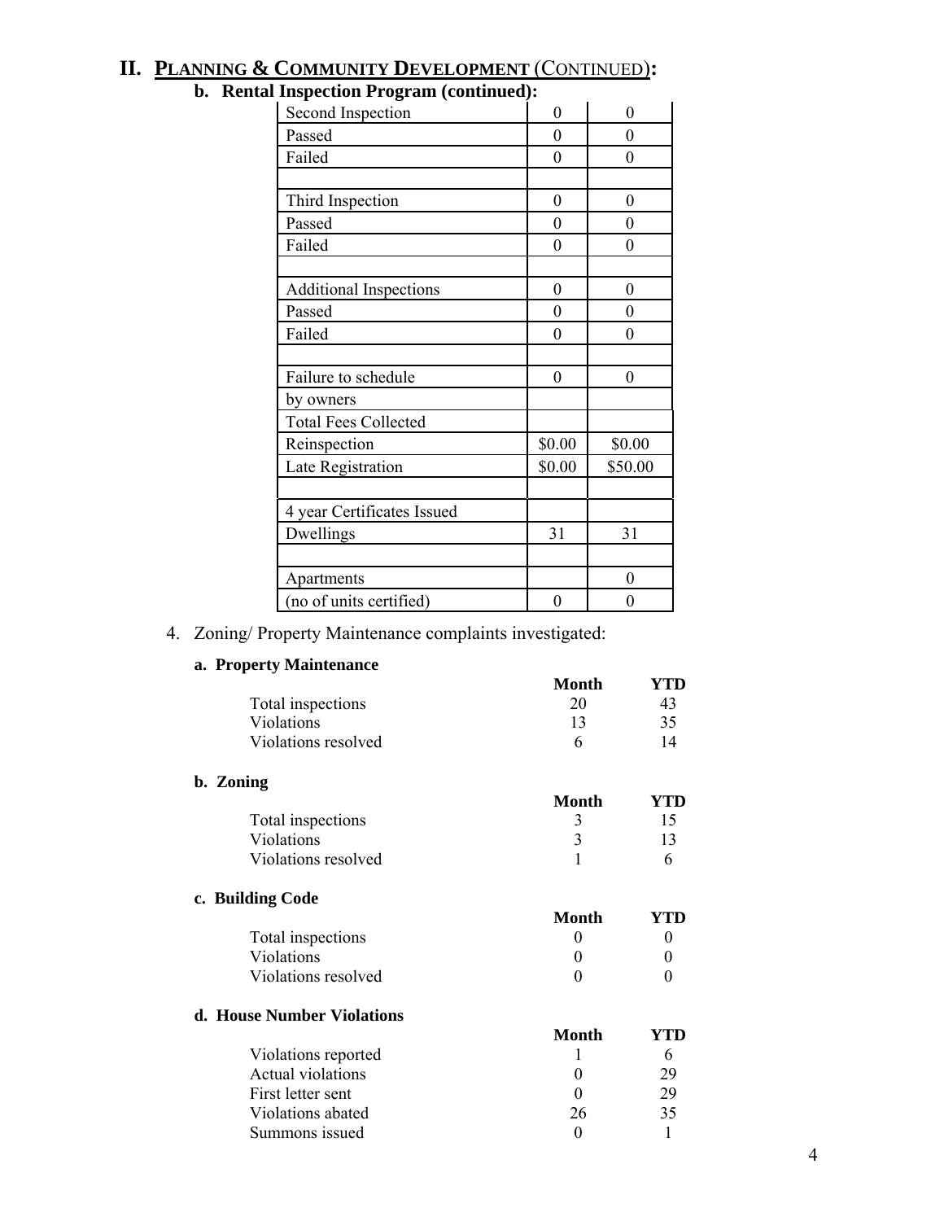# II. PLANNING & COMMUNITY DEVELOPMENT (CONTINUED):

### b. Rental Inspection Program (continued):

| | | |
|---|---|---|
| Second Inspection | 0 | 0 |
| Passed | 0 | 0 |
| Failed | 0 | 0 |
| | | |
| Third Inspection | 0 | 0 |
| Passed | 0 | 0 |
| Failed | 0 | 0 |
| | | |
| Additional Inspections | 0 | 0 |
| Passed | 0 | 0 |
| Failed | 0 | 0 |
| | | |
| Failure to schedule | 0 | 0 |
| by owners | | |
| Total Fees Collected | | |
| Reinspection | $0.00 | $0.00 |
| Late Registration | $0.00 | $50.00 |
| | | |
| 4 year Certificates Issued | | |
| Dwellings | 31 | 31 |
| | | |
| Apartments | | 0 |
| (no of units certified) | 0 | 0 |

4. Zoning/ Property Maintenance complaints investigated:

**a. Property Maintenance**

| | Month | YTD |
|---|---|---|
| Total inspections | 20 | 43 |
| Violations | 13 | 35 |
| Violations resolved | 6 | 14 |

**b. Zoning**

| | Month | YTD |
|---|---|---|
| Total inspections | 3 | 15 |
| Violations | 3 | 13 |
| Violations resolved | 1 | 6 |

**c. Building Code**

| | Month | YTD |
|---|---|---|
| Total inspections | 0 | 0 |
| Violations | 0 | 0 |
| Violations resolved | 0 | 0 |

**d. House Number Violations**

| | Month | YTD |
|---|---|---|
| Violations reported | 1 | 6 |
| Actual violations | 0 | 29 |
| First letter sent | 0 | 29 |
| Violations abated | 26 | 35 |
| Summons issued | 0 | 1 |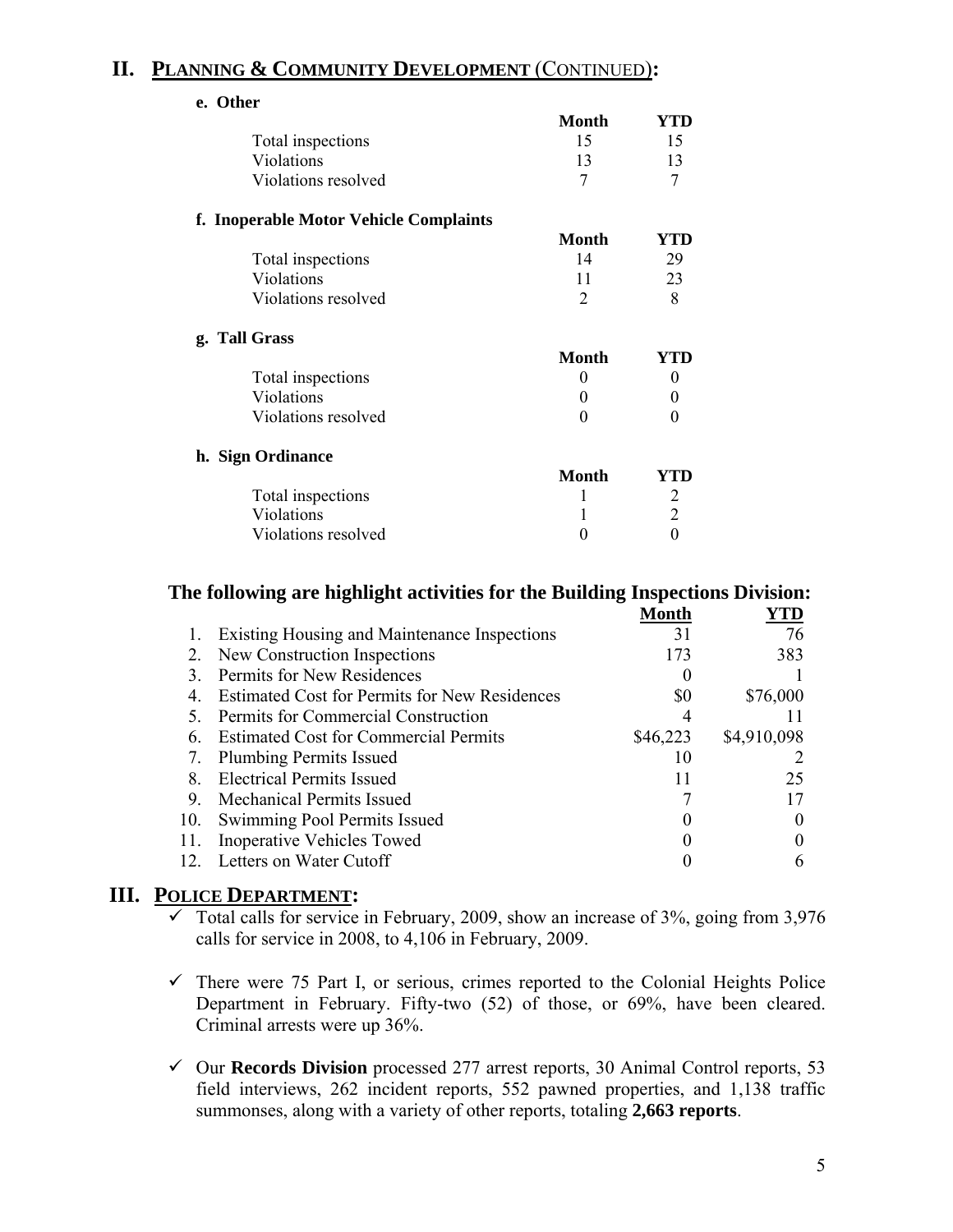## II. PLANNING & COMMUNITY DEVELOPMENT (CONTINUED):

**e. Other**

| | Month | YTD |
|---|---|---|
| Total inspections | 15 | 15 |
| Violations | 13 | 13 |
| Violations resolved | 7 | 7 |

**f. Inoperable Motor Vehicle Complaints**

| | Month | YTD |
|---|---|---|
| Total inspections | 14 | 29 |
| Violations | 11 | 23 |
| Violations resolved | 2 | 8 |

**g. Tall Grass**

| | Month | YTD |
|---|---|---|
| Total inspections | 0 | 0 |
| Violations | 0 | 0 |
| Violations resolved | 0 | 0 |

**h. Sign Ordinance**

| | Month | YTD |
|---|---|---|
| Total inspections | 1 | 2 |
| Violations | 1 | 2 |
| Violations resolved | 0 | 0 |

### The following are highlight activities for the Building Inspections Division:

| | | Month | YTD |
|---|---|---|---|
| 1. | Existing Housing and Maintenance Inspections | 31 | 76 |
| 2. | New Construction Inspections | 173 | 383 |
| 3. | Permits for New Residences | 0 | 1 |
| 4. | Estimated Cost for Permits for New Residences | $0 | $76,000 |
| 5. | Permits for Commercial Construction | 4 | 11 |
| 6. | Estimated Cost for Commercial Permits | $46,223 | $4,910,098 |
| 7. | Plumbing Permits Issued | 10 | 2 |
| 8. | Electrical Permits Issued | 11 | 25 |
| 9. | Mechanical Permits Issued | 7 | 17 |
| 10. | Swimming Pool Permits Issued | 0 | 0 |
| 11. | Inoperative Vehicles Towed | 0 | 0 |
| 12. | Letters on Water Cutoff | 0 | 6 |

## III. POLICE DEPARTMENT:

- ✓ Total calls for service in February, 2009, show an increase of 3%, going from 3,976 calls for service in 2008, to 4,106 in February, 2009.

- ✓ There were 75 Part I, or serious, crimes reported to the Colonial Heights Police Department in February. Fifty-two (52) of those, or 69%, have been cleared. Criminal arrests were up 36%.

- ✓ Our **Records Division** processed 277 arrest reports, 30 Animal Control reports, 53 field interviews, 262 incident reports, 552 pawned properties, and 1,138 traffic summonses, along with a variety of other reports, totaling **2,663 reports**.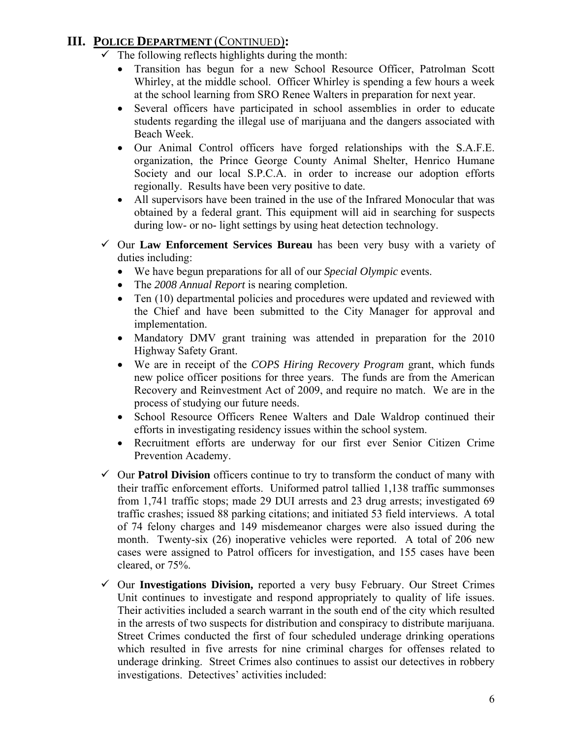## III. POLICE DEPARTMENT (CONTINUED):

- ✓ The following reflects highlights during the month:
  - Transition has begun for a new School Resource Officer, Patrolman Scott Whirley, at the middle school. Officer Whirley is spending a few hours a week at the school learning from SRO Renee Walters in preparation for next year.
  - Several officers have participated in school assemblies in order to educate students regarding the illegal use of marijuana and the dangers associated with Beach Week.
  - Our Animal Control officers have forged relationships with the S.A.F.E. organization, the Prince George County Animal Shelter, Henrico Humane Society and our local S.P.C.A. in order to increase our adoption efforts regionally. Results have been very positive to date.
  - All supervisors have been trained in the use of the Infrared Monocular that was obtained by a federal grant. This equipment will aid in searching for suspects during low- or no- light settings by using heat detection technology.
- ✓ Our **Law Enforcement Services Bureau** has been very busy with a variety of duties including:
  - We have begun preparations for all of our *Special Olympic* events.
  - The *2008 Annual Report* is nearing completion.
  - Ten (10) departmental policies and procedures were updated and reviewed with the Chief and have been submitted to the City Manager for approval and implementation.
  - Mandatory DMV grant training was attended in preparation for the 2010 Highway Safety Grant.
  - We are in receipt of the *COPS Hiring Recovery Program* grant, which funds new police officer positions for three years. The funds are from the American Recovery and Reinvestment Act of 2009, and require no match. We are in the process of studying our future needs.
  - School Resource Officers Renee Walters and Dale Waldrop continued their efforts in investigating residency issues within the school system.
  - Recruitment efforts are underway for our first ever Senior Citizen Crime Prevention Academy.
- ✓ Our **Patrol Division** officers continue to try to transform the conduct of many with their traffic enforcement efforts. Uniformed patrol tallied 1,138 traffic summonses from 1,741 traffic stops; made 29 DUI arrests and 23 drug arrests; investigated 69 traffic crashes; issued 88 parking citations; and initiated 53 field interviews. A total of 74 felony charges and 149 misdemeanor charges were also issued during the month. Twenty-six (26) inoperative vehicles were reported. A total of 206 new cases were assigned to Patrol officers for investigation, and 155 cases have been cleared, or 75%.
- ✓ Our **Investigations Division,** reported a very busy February. Our Street Crimes Unit continues to investigate and respond appropriately to quality of life issues. Their activities included a search warrant in the south end of the city which resulted in the arrests of two suspects for distribution and conspiracy to distribute marijuana. Street Crimes conducted the first of four scheduled underage drinking operations which resulted in five arrests for nine criminal charges for offenses related to underage drinking. Street Crimes also continues to assist our detectives in robbery investigations. Detectives' activities included: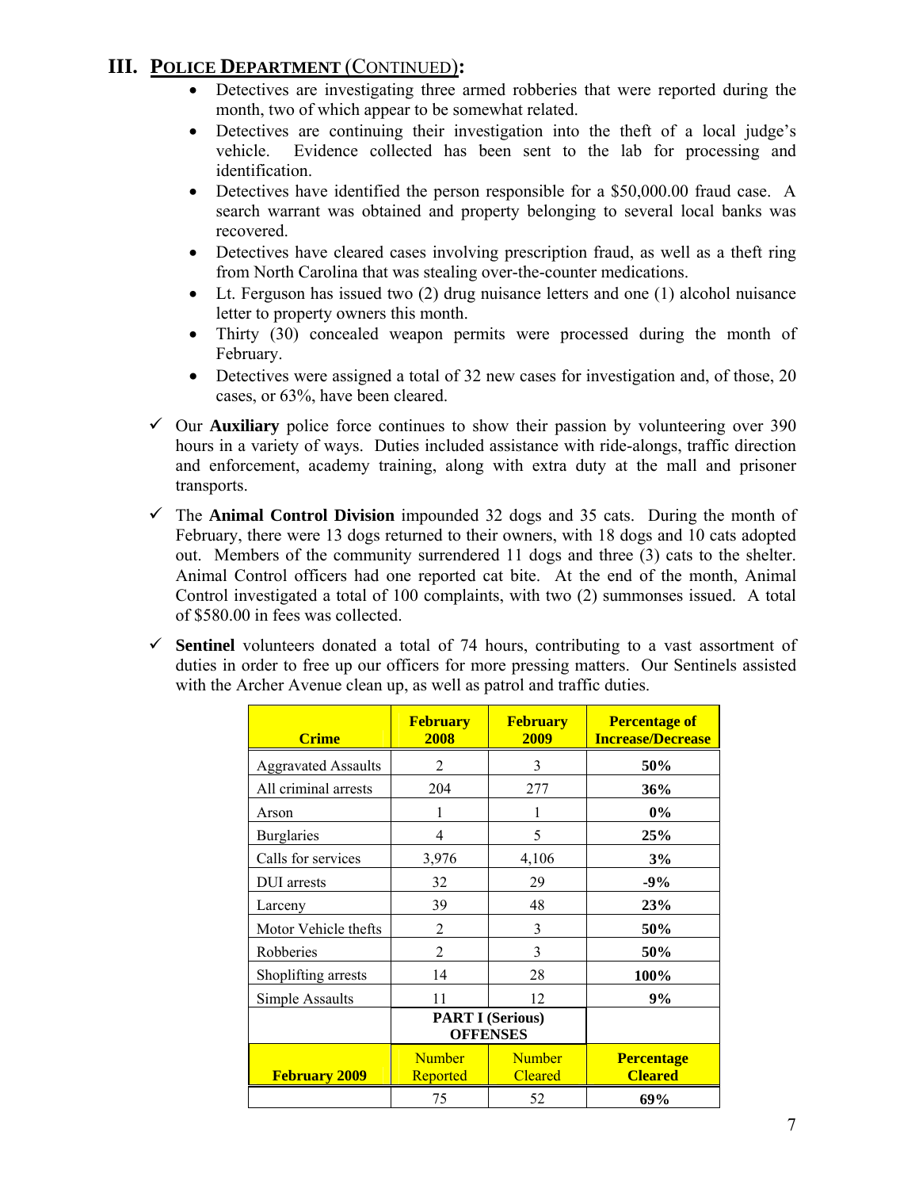## III. POLICE DEPARTMENT (CONTINUED):

- Detectives are investigating three armed robberies that were reported during the month, two of which appear to be somewhat related.
- Detectives are continuing their investigation into the theft of a local judge's vehicle. Evidence collected has been sent to the lab for processing and identification.
- Detectives have identified the person responsible for a $50,000.00 fraud case. A search warrant was obtained and property belonging to several local banks was recovered.
- Detectives have cleared cases involving prescription fraud, as well as a theft ring from North Carolina that was stealing over-the-counter medications.
- Lt. Ferguson has issued two (2) drug nuisance letters and one (1) alcohol nuisance letter to property owners this month.
- Thirty (30) concealed weapon permits were processed during the month of February.
- Detectives were assigned a total of 32 new cases for investigation and, of those, 20 cases, or 63%, have been cleared.

✓ Our **Auxiliary** police force continues to show their passion by volunteering over 390 hours in a variety of ways. Duties included assistance with ride-alongs, traffic direction and enforcement, academy training, along with extra duty at the mall and prisoner transports.

✓ The **Animal Control Division** impounded 32 dogs and 35 cats. During the month of February, there were 13 dogs returned to their owners, with 18 dogs and 10 cats adopted out. Members of the community surrendered 11 dogs and three (3) cats to the shelter. Animal Control officers had one reported cat bite. At the end of the month, Animal Control investigated a total of 100 complaints, with two (2) summonses issued. A total of $580.00 in fees was collected.

✓ **Sentinel** volunteers donated a total of 74 hours, contributing to a vast assortment of duties in order to free up our officers for more pressing matters. Our Sentinels assisted with the Archer Avenue clean up, as well as patrol and traffic duties.

| Crime | February 2008 | February 2009 | Percentage of Increase/Decrease |
|---|---|---|---|
| Aggravated Assaults | 2 | 3 | **50%** |
| All criminal arrests | 204 | 277 | **36%** |
| Arson | 1 | 1 | **0%** |
| Burglaries | 4 | 5 | **25%** |
| Calls for services | 3,976 | 4,106 | **3%** |
| DUI arrests | 32 | 29 | **-9%** |
| Larceny | 39 | 48 | **23%** |
| Motor Vehicle thefts | 2 | 3 | **50%** |
| Robberies | 2 | 3 | **50%** |
| Shoplifting arrests | 14 | 28 | **100%** |
| Simple Assaults | 11 | 12 | **9%** |
| | **PART I (Serious) OFFENSES** | | |
| **February 2009** | Number Reported | Number Cleared | **Percentage Cleared** |
| | 75 | 52 | **69%** |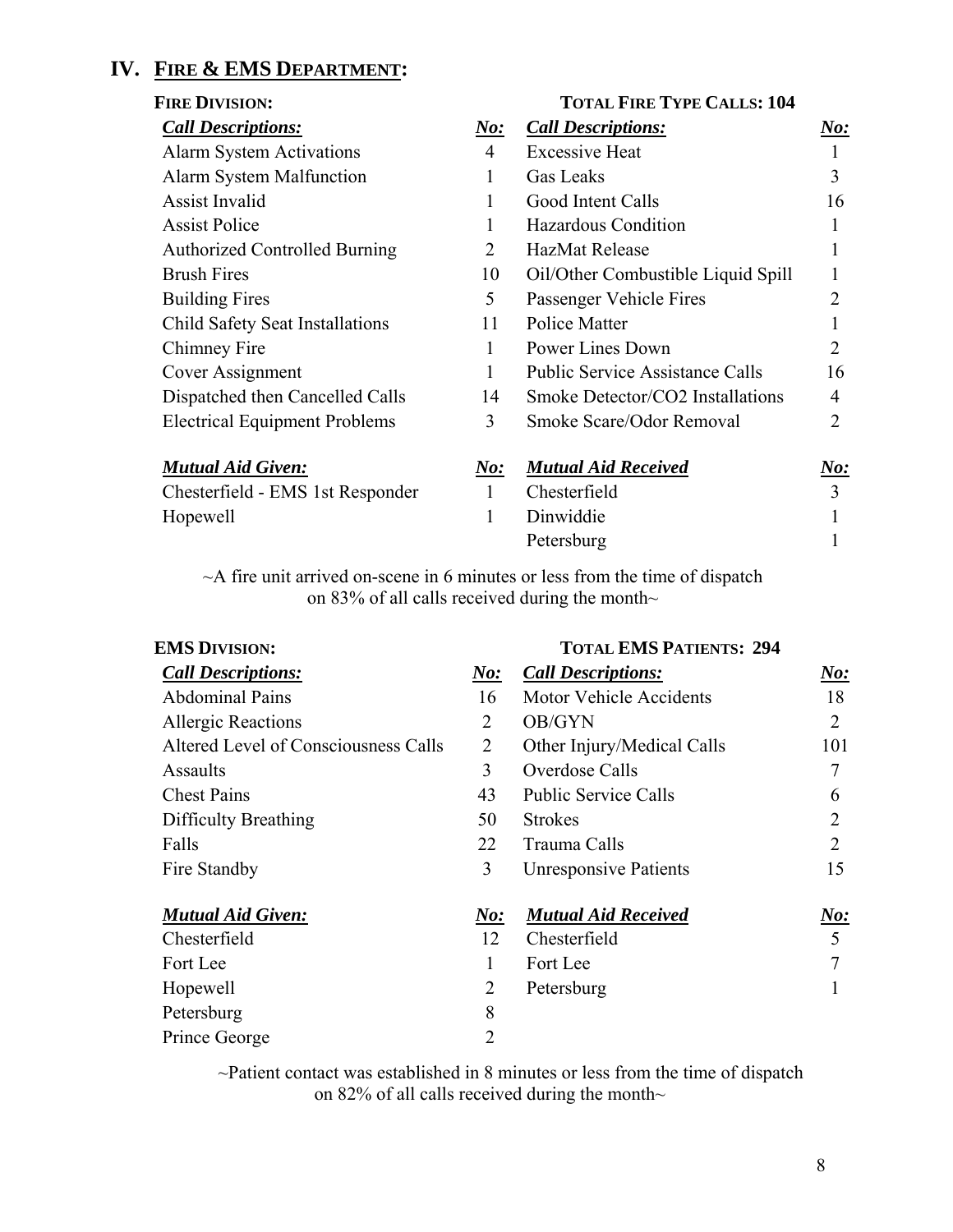# IV. FIRE & EMS DEPARTMENT:

**FIRE DIVISION:** **TOTAL FIRE TYPE CALLS: 104**

| *Call Descriptions:* | *No:* | *Call Descriptions:* | *No:* |
|---|---|---|---|
| Alarm System Activations | 4 | Excessive Heat | 1 |
| Alarm System Malfunction | 1 | Gas Leaks | 3 |
| Assist Invalid | 1 | Good Intent Calls | 16 |
| Assist Police | 1 | Hazardous Condition | 1 |
| Authorized Controlled Burning | 2 | HazMat Release | 1 |
| Brush Fires | 10 | Oil/Other Combustible Liquid Spill | 1 |
| Building Fires | 5 | Passenger Vehicle Fires | 2 |
| Child Safety Seat Installations | 11 | Police Matter | 1 |
| Chimney Fire | 1 | Power Lines Down | 2 |
| Cover Assignment | 1 | Public Service Assistance Calls | 16 |
| Dispatched then Cancelled Calls | 14 | Smoke Detector/CO2 Installations | 4 |
| Electrical Equipment Problems | 3 | Smoke Scare/Odor Removal | 2 |

| *Mutual Aid Given:* | *No:* | *Mutual Aid Received* | *No:* |
|---|---|---|---|
| Chesterfield - EMS 1st Responder | 1 | Chesterfield | 3 |
| Hopewell | 1 | Dinwiddie | 1 |
| | | Petersburg | 1 |

~A fire unit arrived on-scene in 6 minutes or less from the time of dispatch on 83% of all calls received during the month~

**EMS DIVISION:** **TOTAL EMS PATIENTS: 294**

| *Call Descriptions:* | *No:* | *Call Descriptions:* | *No:* |
|---|---|---|---|
| Abdominal Pains | 16 | Motor Vehicle Accidents | 18 |
| Allergic Reactions | 2 | OB/GYN | 2 |
| Altered Level of Consciousness Calls | 2 | Other Injury/Medical Calls | 101 |
| Assaults | 3 | Overdose Calls | 7 |
| Chest Pains | 43 | Public Service Calls | 6 |
| Difficulty Breathing | 50 | Strokes | 2 |
| Falls | 22 | Trauma Calls | 2 |
| Fire Standby | 3 | Unresponsive Patients | 15 |

| *Mutual Aid Given:* | *No:* | *Mutual Aid Received* | *No:* |
|---|---|---|---|
| Chesterfield | 12 | Chesterfield | 5 |
| Fort Lee | 1 | Fort Lee | 7 |
| Hopewell | 2 | Petersburg | 1 |
| Petersburg | 8 | | |
| Prince George | 2 | | |

~Patient contact was established in 8 minutes or less from the time of dispatch on 82% of all calls received during the month~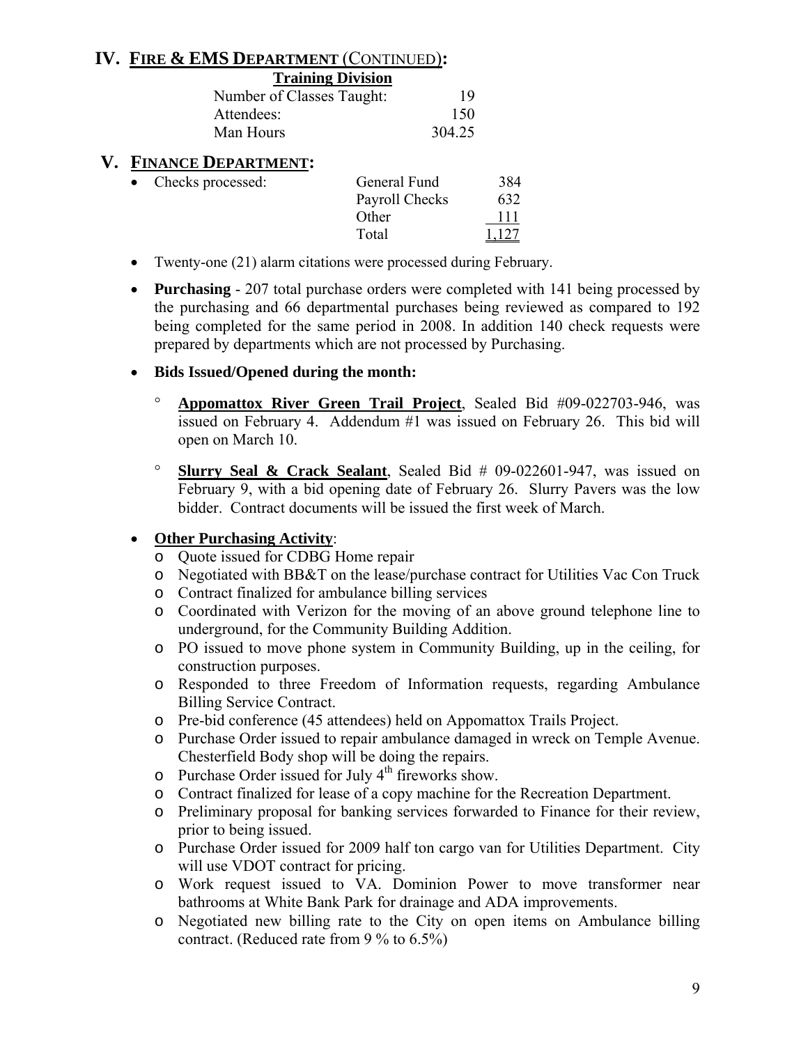## IV. FIRE & EMS DEPARTMENT (CONTINUED):

**Training Division**

| | |
|---|---|
| Number of Classes Taught: | 19 |
| Attendees: | 150 |
| Man Hours | 304.25 |

## V. FINANCE DEPARTMENT:

- Checks processed:

| | | |
|---|---|---|
| Checks processed: | General Fund | 384 |
| | Payroll Checks | 632 |
| | Other | 111 |
| | Total | 1,127 |

- Twenty-one (21) alarm citations were processed during February.
- **Purchasing** - 207 total purchase orders were completed with 141 being processed by the purchasing and 66 departmental purchases being reviewed as compared to 192 being completed for the same period in 2008. In addition 140 check requests were prepared by departments which are not processed by Purchasing.
- **Bids Issued/Opened during the month:**
  - **Appomattox River Green Trail Project**, Sealed Bid #09-022703-946, was issued on February 4. Addendum #1 was issued on February 26. This bid will open on March 10.
  - **Slurry Seal & Crack Sealant**, Sealed Bid # 09-022601-947, was issued on February 9, with a bid opening date of February 26. Slurry Pavers was the low bidder. Contract documents will be issued the first week of March.
- **Other Purchasing Activity**:
  - Quote issued for CDBG Home repair
  - Negotiated with BB&T on the lease/purchase contract for Utilities Vac Con Truck
  - Contract finalized for ambulance billing services
  - Coordinated with Verizon for the moving of an above ground telephone line to underground, for the Community Building Addition.
  - PO issued to move phone system in Community Building, up in the ceiling, for construction purposes.
  - Responded to three Freedom of Information requests, regarding Ambulance Billing Service Contract.
  - Pre-bid conference (45 attendees) held on Appomattox Trails Project.
  - Purchase Order issued to repair ambulance damaged in wreck on Temple Avenue. Chesterfield Body shop will be doing the repairs.
  - Purchase Order issued for July 4th fireworks show.
  - Contract finalized for lease of a copy machine for the Recreation Department.
  - Preliminary proposal for banking services forwarded to Finance for their review, prior to being issued.
  - Purchase Order issued for 2009 half ton cargo van for Utilities Department. City will use VDOT contract for pricing.
  - Work request issued to VA. Dominion Power to move transformer near bathrooms at White Bank Park for drainage and ADA improvements.
  - Negotiated new billing rate to the City on open items on Ambulance billing contract. (Reduced rate from 9 % to 6.5%)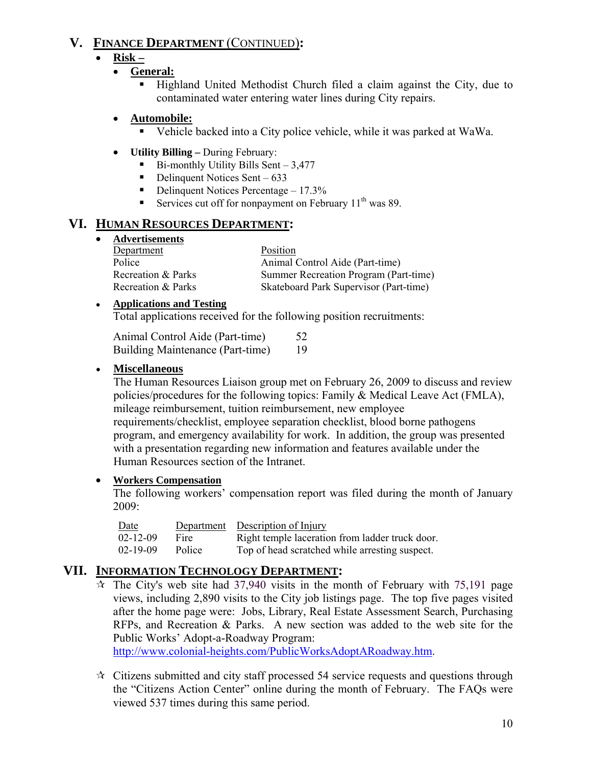## V. FINANCE DEPARTMENT (CONTINUED):

- **Risk –**
  - **General:**
    - Highland United Methodist Church filed a claim against the City, due to contaminated water entering water lines during City repairs.
  - **Automobile:**
    - Vehicle backed into a City police vehicle, while it was parked at WaWa.
  - **Utility Billing –** During February:
    - Bi-monthly Utility Bills Sent – 3,477
    - Delinquent Notices Sent – 633
    - Delinquent Notices Percentage – 17.3%
    - Services cut off for nonpayment on February 11th was 89.

## VI. HUMAN RESOURCES DEPARTMENT:

- **Advertisements**

| Department | Position |
|---|---|
| Police | Animal Control Aide (Part-time) |
| Recreation & Parks | Summer Recreation Program (Part-time) |
| Recreation & Parks | Skateboard Park Supervisor (Part-time) |

- **Applications and Testing**

  Total applications received for the following position recruitments:

| | |
|---|---|
| Animal Control Aide (Part-time) | 52 |
| Building Maintenance (Part-time) | 19 |

- **Miscellaneous**

  The Human Resources Liaison group met on February 26, 2009 to discuss and review policies/procedures for the following topics: Family & Medical Leave Act (FMLA), mileage reimbursement, tuition reimbursement, new employee requirements/checklist, employee separation checklist, blood borne pathogens program, and emergency availability for work. In addition, the group was presented with a presentation regarding new information and features available under the Human Resources section of the Intranet.

- **Workers Compensation**

  The following workers' compensation report was filed during the month of January 2009:

| Date | Department | Description of Injury |
|---|---|---|
| 02-12-09 | Fire | Right temple laceration from ladder truck door. |
| 02-19-09 | Police | Top of head scratched while arresting suspect. |

## VII. INFORMATION TECHNOLOGY DEPARTMENT:

- ☆ The City's web site had 37,940 visits in the month of February with 75,191 page views, including 2,890 visits to the City job listings page. The top five pages visited after the home page were: Jobs, Library, Real Estate Assessment Search, Purchasing RFPs, and Recreation & Parks. A new section was added to the web site for the Public Works' Adopt-a-Roadway Program: http://www.colonial-heights.com/PublicWorksAdoptARoadway.htm.

- ☆ Citizens submitted and city staff processed 54 service requests and questions through the "Citizens Action Center" online during the month of February. The FAQs were viewed 537 times during this same period.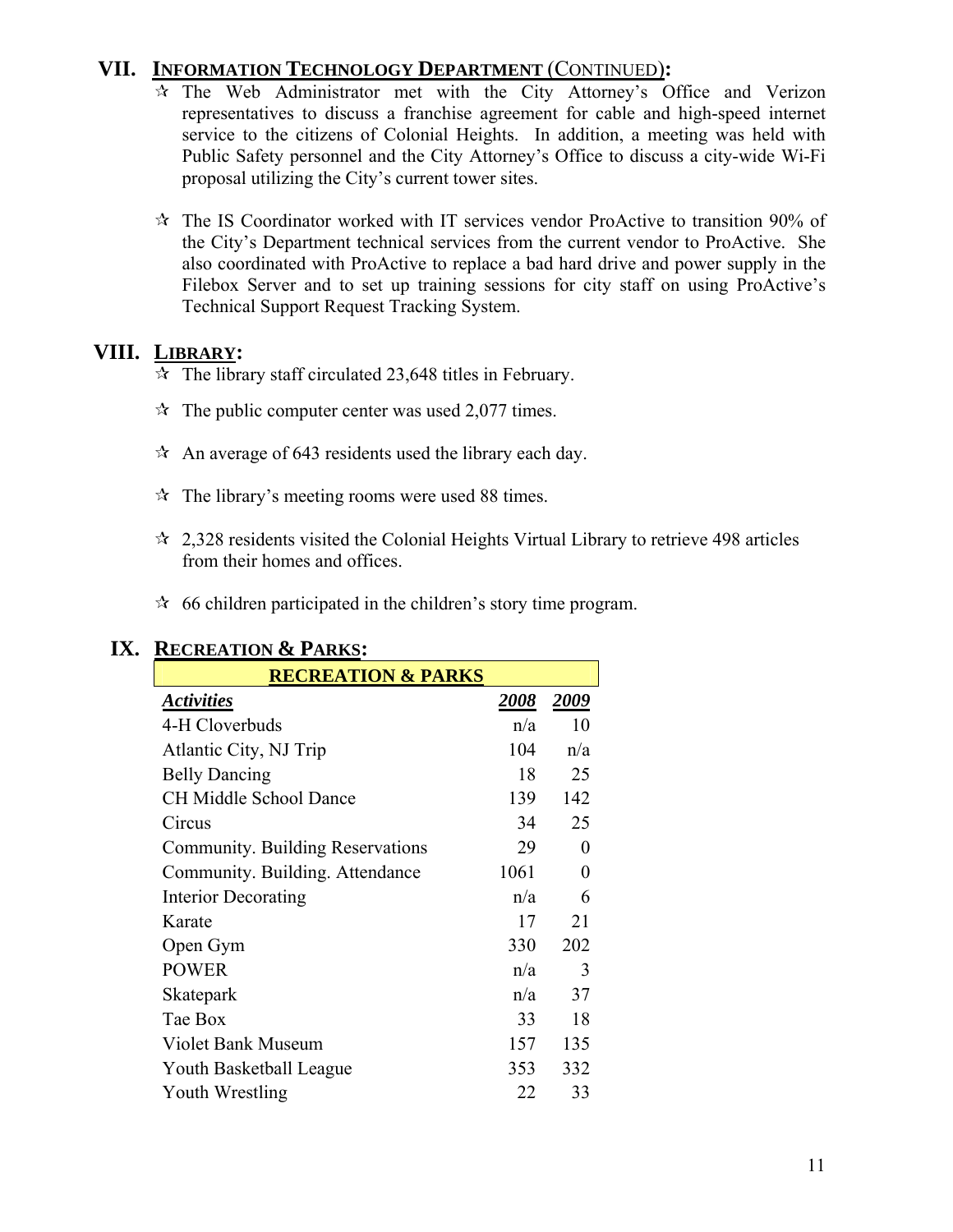## VII. INFORMATION TECHNOLOGY DEPARTMENT (CONTINUED):

- ☆ The Web Administrator met with the City Attorney's Office and Verizon representatives to discuss a franchise agreement for cable and high-speed internet service to the citizens of Colonial Heights. In addition, a meeting was held with Public Safety personnel and the City Attorney's Office to discuss a city-wide Wi-Fi proposal utilizing the City's current tower sites.

- ☆ The IS Coordinator worked with IT services vendor ProActive to transition 90% of the City's Department technical services from the current vendor to ProActive. She also coordinated with ProActive to replace a bad hard drive and power supply in the Filebox Server and to set up training sessions for city staff on using ProActive's Technical Support Request Tracking System.

## VIII. LIBRARY:

- ☆ The library staff circulated 23,648 titles in February.
- ☆ The public computer center was used 2,077 times.
- ☆ An average of 643 residents used the library each day.
- ☆ The library's meeting rooms were used 88 times.
- ☆ 2,328 residents visited the Colonial Heights Virtual Library to retrieve 498 articles from their homes and offices.
- ☆ 66 children participated in the children's story time program.

## IX. RECREATION & PARKS:

| RECREATION & PARKS | | |
|---|---|---|
| ***Activities*** | ***2008*** | ***2009*** |
| 4-H Cloverbuds | n/a | 10 |
| Atlantic City, NJ Trip | 104 | n/a |
| Belly Dancing | 18 | 25 |
| CH Middle School Dance | 139 | 142 |
| Circus | 34 | 25 |
| Community. Building Reservations | 29 | 0 |
| Community. Building. Attendance | 1061 | 0 |
| Interior Decorating | n/a | 6 |
| Karate | 17 | 21 |
| Open Gym | 330 | 202 |
| POWER | n/a | 3 |
| Skatepark | n/a | 37 |
| Tae Box | 33 | 18 |
| Violet Bank Museum | 157 | 135 |
| Youth Basketball League | 353 | 332 |
| Youth Wrestling | 22 | 33 |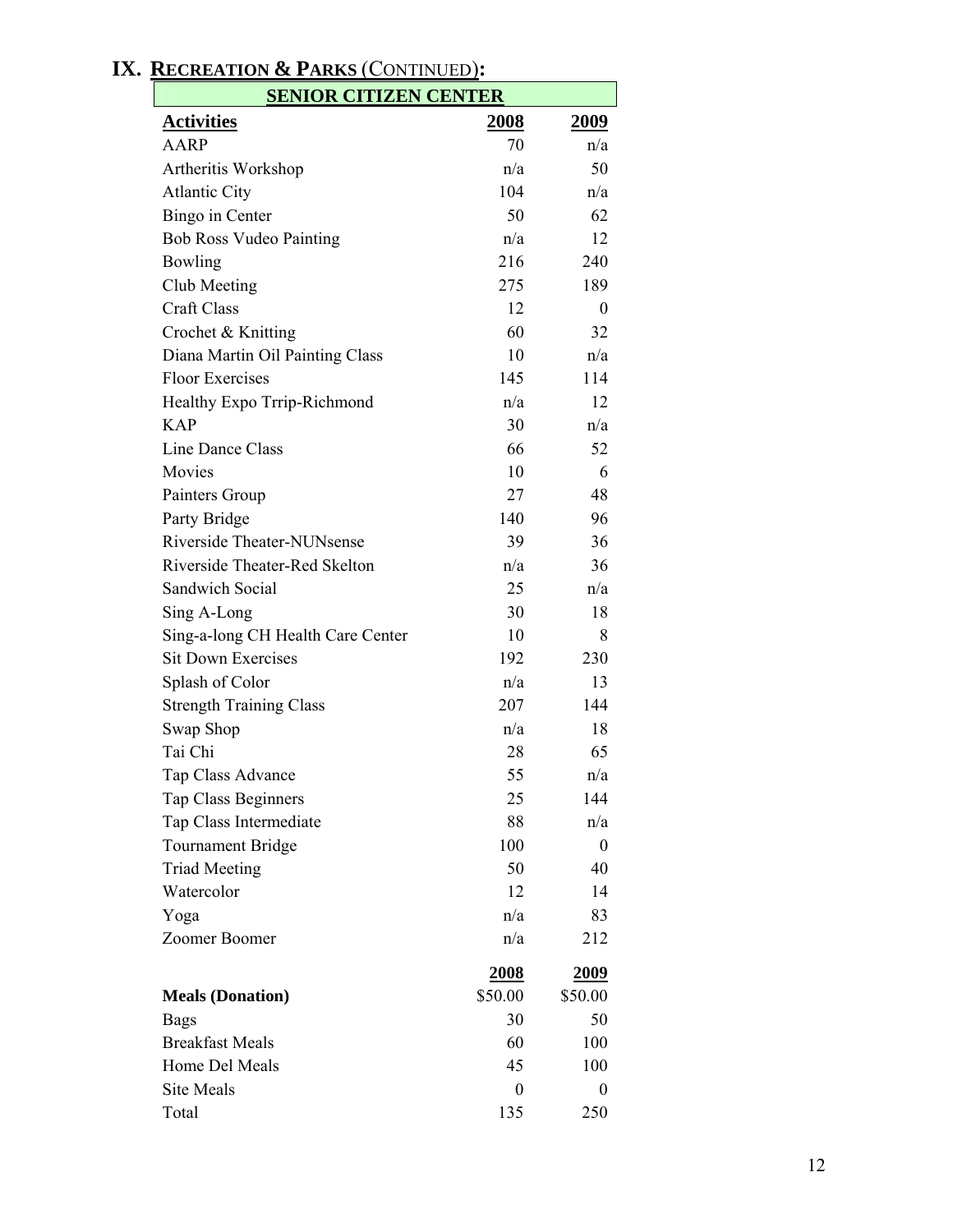# IX. RECREATION & PARKS (CONTINUED):

**SENIOR CITIZEN CENTER**

| Activities | 2008 | 2009 |
|---|---|---|
| AARP | 70 | n/a |
| Artheritis Workshop | n/a | 50 |
| Atlantic City | 104 | n/a |
| Bingo in Center | 50 | 62 |
| Bob Ross Vudeo Painting | n/a | 12 |
| Bowling | 216 | 240 |
| Club Meeting | 275 | 189 |
| Craft Class | 12 | 0 |
| Crochet & Knitting | 60 | 32 |
| Diana Martin Oil Painting Class | 10 | n/a |
| Floor Exercises | 145 | 114 |
| Healthy Expo Trrip-Richmond | n/a | 12 |
| KAP | 30 | n/a |
| Line Dance Class | 66 | 52 |
| Movies | 10 | 6 |
| Painters Group | 27 | 48 |
| Party Bridge | 140 | 96 |
| Riverside Theater-NUNsense | 39 | 36 |
| Riverside Theater-Red Skelton | n/a | 36 |
| Sandwich Social | 25 | n/a |
| Sing A-Long | 30 | 18 |
| Sing-a-long CH Health Care Center | 10 | 8 |
| Sit Down Exercises | 192 | 230 |
| Splash of Color | n/a | 13 |
| Strength Training Class | 207 | 144 |
| Swap Shop | n/a | 18 |
| Tai Chi | 28 | 65 |
| Tap Class Advance | 55 | n/a |
| Tap Class Beginners | 25 | 144 |
| Tap Class Intermediate | 88 | n/a |
| Tournament Bridge | 100 | 0 |
| Triad Meeting | 50 | 40 |
| Watercolor | 12 | 14 |
| Yoga | n/a | 83 |
| Zoomer Boomer | n/a | 212 |

| | 2008 | 2009 |
|---|---|---|
| **Meals (Donation)** | $50.00 | $50.00 |
| Bags | 30 | 50 |
| Breakfast Meals | 60 | 100 |
| Home Del Meals | 45 | 100 |
| Site Meals | 0 | 0 |
| Total | 135 | 250 |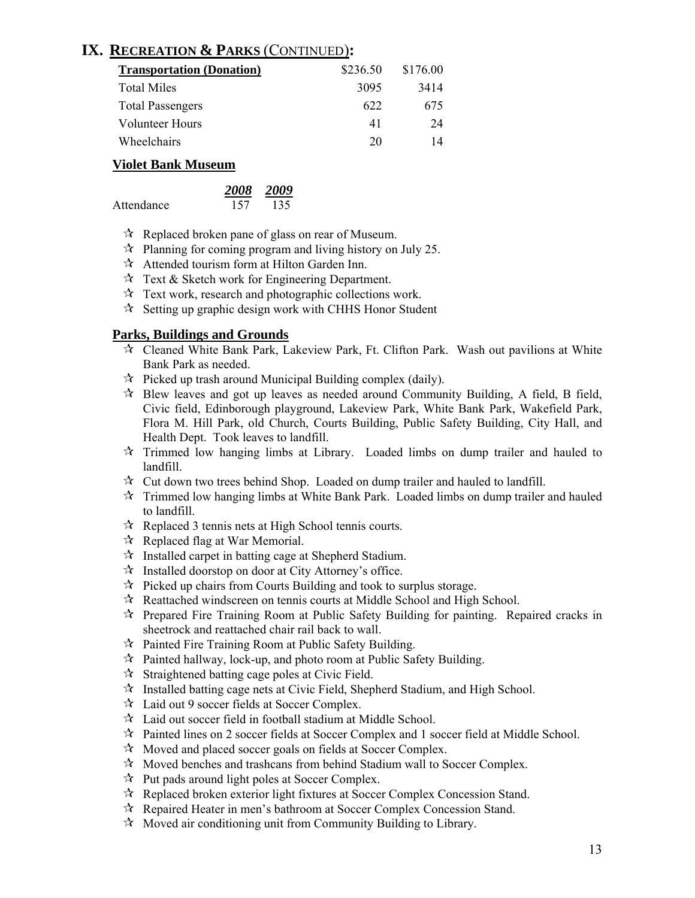## IX. RECREATION & PARKS (CONTINUED):

| **Transportation (Donation)** | $236.50 | $176.00 |
|---|---|---|
| Total Miles | 3095 | 3414 |
| Total Passengers | 622 | 675 |
| Volunteer Hours | 41 | 24 |
| Wheelchairs | 20 | 14 |

### Violet Bank Museum

| | ***2008*** | ***2009*** |
|---|---|---|
| Attendance | 157 | 135 |

- ☆ Replaced broken pane of glass on rear of Museum.
- ☆ Planning for coming program and living history on July 25.
- ☆ Attended tourism form at Hilton Garden Inn.
- ☆ Text & Sketch work for Engineering Department.
- ☆ Text work, research and photographic collections work.
- ☆ Setting up graphic design work with CHHS Honor Student

### Parks, Buildings and Grounds

- ☆ Cleaned White Bank Park, Lakeview Park, Ft. Clifton Park. Wash out pavilions at White Bank Park as needed.
- ☆ Picked up trash around Municipal Building complex (daily).
- ☆ Blew leaves and got up leaves as needed around Community Building, A field, B field, Civic field, Edinborough playground, Lakeview Park, White Bank Park, Wakefield Park, Flora M. Hill Park, old Church, Courts Building, Public Safety Building, City Hall, and Health Dept. Took leaves to landfill.
- ☆ Trimmed low hanging limbs at Library. Loaded limbs on dump trailer and hauled to landfill.
- ☆ Cut down two trees behind Shop. Loaded on dump trailer and hauled to landfill.
- ☆ Trimmed low hanging limbs at White Bank Park. Loaded limbs on dump trailer and hauled to landfill.
- ☆ Replaced 3 tennis nets at High School tennis courts.
- ☆ Replaced flag at War Memorial.
- ☆ Installed carpet in batting cage at Shepherd Stadium.
- ☆ Installed doorstop on door at City Attorney's office.
- ☆ Picked up chairs from Courts Building and took to surplus storage.
- ☆ Reattached windscreen on tennis courts at Middle School and High School.
- ☆ Prepared Fire Training Room at Public Safety Building for painting. Repaired cracks in sheetrock and reattached chair rail back to wall.
- ☆ Painted Fire Training Room at Public Safety Building.
- ☆ Painted hallway, lock-up, and photo room at Public Safety Building.
- ☆ Straightened batting cage poles at Civic Field.
- ☆ Installed batting cage nets at Civic Field, Shepherd Stadium, and High School.
- ☆ Laid out 9 soccer fields at Soccer Complex.
- ☆ Laid out soccer field in football stadium at Middle School.
- ☆ Painted lines on 2 soccer fields at Soccer Complex and 1 soccer field at Middle School.
- ☆ Moved and placed soccer goals on fields at Soccer Complex.
- ☆ Moved benches and trashcans from behind Stadium wall to Soccer Complex.
- ☆ Put pads around light poles at Soccer Complex.
- ☆ Replaced broken exterior light fixtures at Soccer Complex Concession Stand.
- ☆ Repaired Heater in men's bathroom at Soccer Complex Concession Stand.
- ☆ Moved air conditioning unit from Community Building to Library.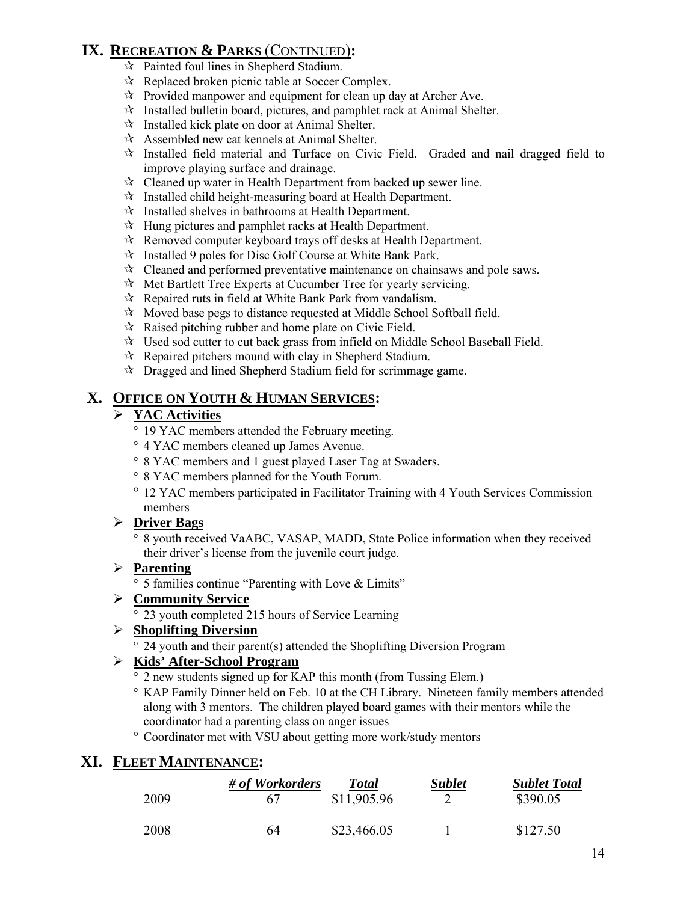## IX. RECREATION & PARKS (CONTINUED):

- Painted foul lines in Shepherd Stadium.
- Replaced broken picnic table at Soccer Complex.
- Provided manpower and equipment for clean up day at Archer Ave.
- Installed bulletin board, pictures, and pamphlet rack at Animal Shelter.
- Installed kick plate on door at Animal Shelter.
- Assembled new cat kennels at Animal Shelter.
- Installed field material and Turface on Civic Field. Graded and nail dragged field to improve playing surface and drainage.
- Cleaned up water in Health Department from backed up sewer line.
- Installed child height-measuring board at Health Department.
- Installed shelves in bathrooms at Health Department.
- Hung pictures and pamphlet racks at Health Department.
- Removed computer keyboard trays off desks at Health Department.
- Installed 9 poles for Disc Golf Course at White Bank Park.
- Cleaned and performed preventative maintenance on chainsaws and pole saws.
- Met Bartlett Tree Experts at Cucumber Tree for yearly servicing.
- Repaired ruts in field at White Bank Park from vandalism.
- Moved base pegs to distance requested at Middle School Softball field.
- Raised pitching rubber and home plate on Civic Field.
- Used sod cutter to cut back grass from infield on Middle School Baseball Field.
- Repaired pitchers mound with clay in Shepherd Stadium.
- Dragged and lined Shepherd Stadium field for scrimmage game.

## X. OFFICE ON YOUTH & HUMAN SERVICES:

- **YAC Activities**
  - 19 YAC members attended the February meeting.
  - 4 YAC members cleaned up James Avenue.
  - 8 YAC members and 1 guest played Laser Tag at Swaders.
  - 8 YAC members planned for the Youth Forum.
  - 12 YAC members participated in Facilitator Training with 4 Youth Services Commission members
- **Driver Bags**
  - 8 youth received VaABC, VASAP, MADD, State Police information when they received their driver's license from the juvenile court judge.
- **Parenting**
  - 5 families continue "Parenting with Love & Limits"
- **Community Service**
  - 23 youth completed 215 hours of Service Learning
- **Shoplifting Diversion**
  - 24 youth and their parent(s) attended the Shoplifting Diversion Program
- **Kids' After-School Program**
  - 2 new students signed up for KAP this month (from Tussing Elem.)
  - KAP Family Dinner held on Feb. 10 at the CH Library. Nineteen family members attended along with 3 mentors. The children played board games with their mentors while the coordinator had a parenting class on anger issues
  - Coordinator met with VSU about getting more work/study mentors

## XI. FLEET MAINTENANCE:

| | *# of Workorders* | *Total* | *Sublet* | *Sublet Total* |
|---|---|---|---|---|
| 2009 | 67 | \$11,905.96 | 2 | \$390.05 |
| 2008 | 64 | \$23,466.05 | 1 | \$127.50 |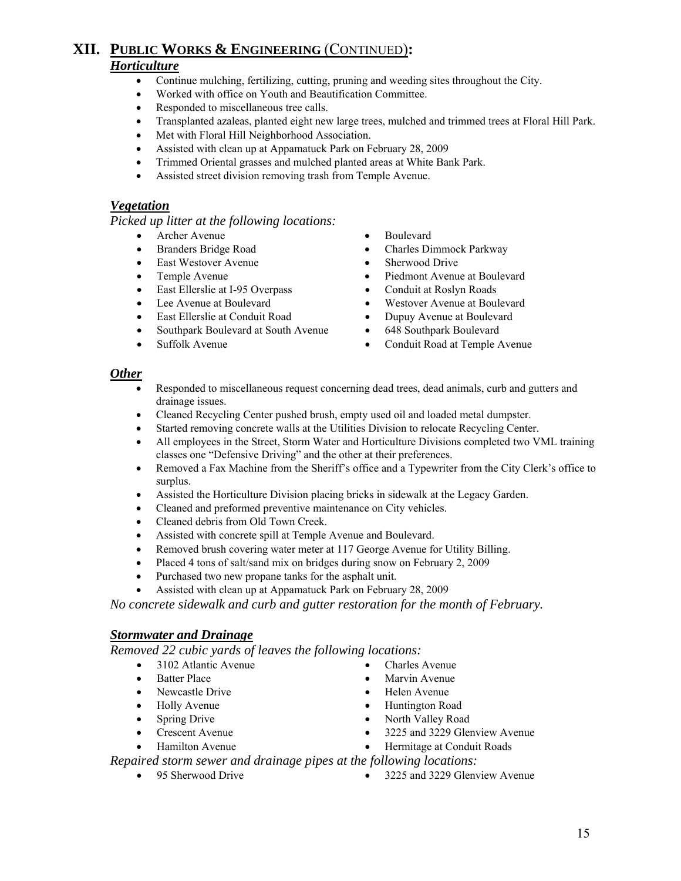# XII. PUBLIC WORKS & ENGINEERING (CONTINUED):

## *Horticulture*

- Continue mulching, fertilizing, cutting, pruning and weeding sites throughout the City.
- Worked with office on Youth and Beautification Committee.
- Responded to miscellaneous tree calls.
- Transplanted azaleas, planted eight new large trees, mulched and trimmed trees at Floral Hill Park.
- Met with Floral Hill Neighborhood Association.
- Assisted with clean up at Appamatuck Park on February 28, 2009
- Trimmed Oriental grasses and mulched planted areas at White Bank Park.
- Assisted street division removing trash from Temple Avenue.

## *Vegetation*

*Picked up litter at the following locations:*

- Archer Avenue
- Branders Bridge Road
- East Westover Avenue
- Temple Avenue
- East Ellerslie at I-95 Overpass
- Lee Avenue at Boulevard
- East Ellerslie at Conduit Road
- Southpark Boulevard at South Avenue
- Suffolk Avenue
- Boulevard
- Charles Dimmock Parkway
- Sherwood Drive
- Piedmont Avenue at Boulevard
- Conduit at Roslyn Roads
- Westover Avenue at Boulevard
- Dupuy Avenue at Boulevard
- 648 Southpark Boulevard
- Conduit Road at Temple Avenue

## *Other*

- Responded to miscellaneous request concerning dead trees, dead animals, curb and gutters and drainage issues.
- Cleaned Recycling Center pushed brush, empty used oil and loaded metal dumpster.
- Started removing concrete walls at the Utilities Division to relocate Recycling Center.
- All employees in the Street, Storm Water and Horticulture Divisions completed two VML training classes one "Defensive Driving" and the other at their preferences.
- Removed a Fax Machine from the Sheriff's office and a Typewriter from the City Clerk's office to surplus.
- Assisted the Horticulture Division placing bricks in sidewalk at the Legacy Garden.
- Cleaned and preformed preventive maintenance on City vehicles.
- Cleaned debris from Old Town Creek.
- Assisted with concrete spill at Temple Avenue and Boulevard.
- Removed brush covering water meter at 117 George Avenue for Utility Billing.
- Placed 4 tons of salt/sand mix on bridges during snow on February 2, 2009
- Purchased two new propane tanks for the asphalt unit.
- Assisted with clean up at Appamatuck Park on February 28, 2009

*No concrete sidewalk and curb and gutter restoration for the month of February.*

## *Stormwater and Drainage*

*Removed 22 cubic yards of leaves the following locations:*

- 3102 Atlantic Avenue
- Batter Place
- Newcastle Drive
- Holly Avenue
- Spring Drive
- Crescent Avenue
- Hamilton Avenue
- Charles Avenue
- Marvin Avenue
- Helen Avenue
- Huntington Road
- North Valley Road
- 3225 and 3229 Glenview Avenue
- Hermitage at Conduit Roads

*Repaired storm sewer and drainage pipes at the following locations:*

- 95 Sherwood Drive
- 3225 and 3229 Glenview Avenue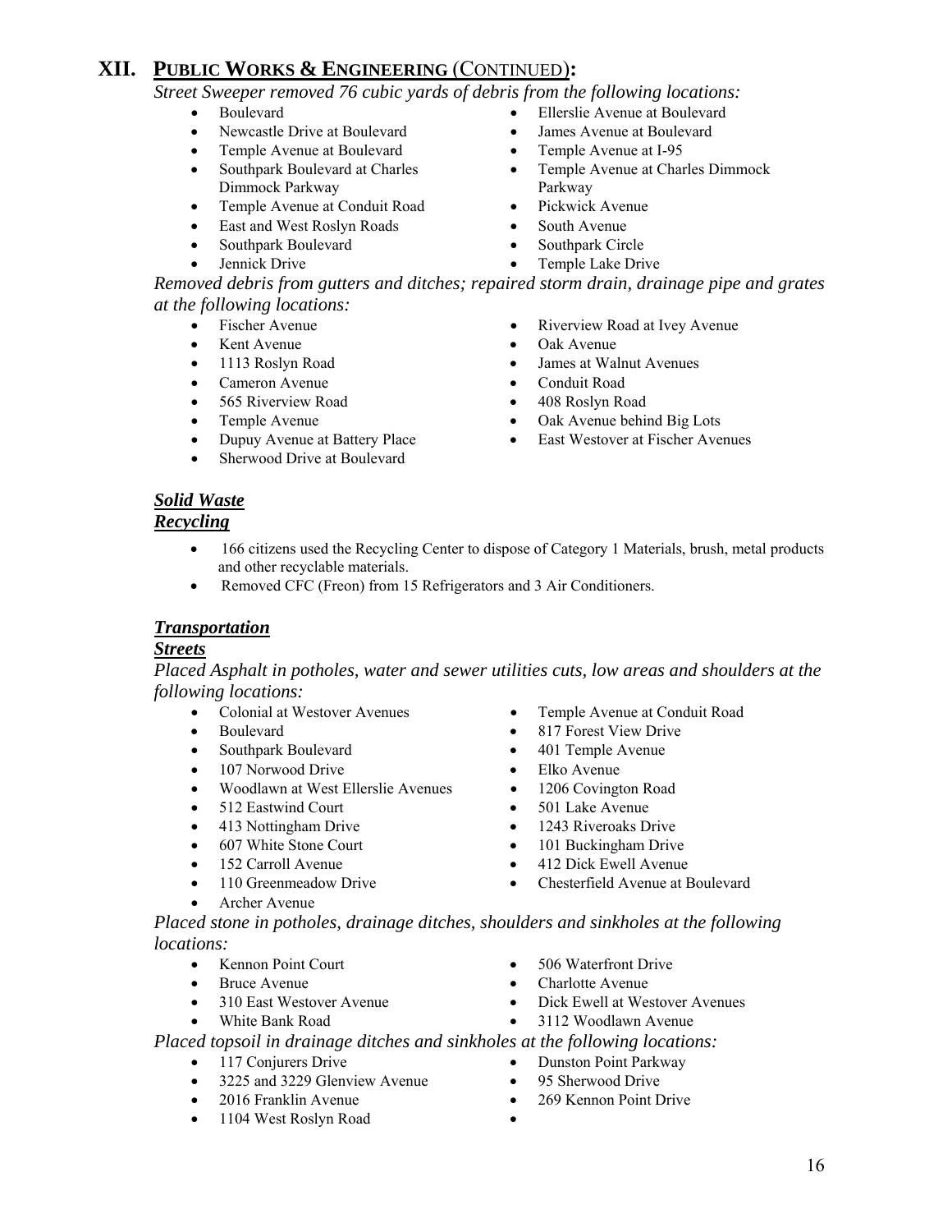# XII. PUBLIC WORKS & ENGINEERING (CONTINUED):

*Street Sweeper removed 76 cubic yards of debris from the following locations:*

- Boulevard
- Newcastle Drive at Boulevard
- Temple Avenue at Boulevard
- Southpark Boulevard at Charles Dimmock Parkway
- Temple Avenue at Conduit Road
- East and West Roslyn Roads
- Southpark Boulevard
- Jennick Drive
- Ellerslie Avenue at Boulevard
- James Avenue at Boulevard
- Temple Avenue at I-95
- Temple Avenue at Charles Dimmock Parkway
- Pickwick Avenue
- South Avenue
- Southpark Circle
- Temple Lake Drive

*Removed debris from gutters and ditches; repaired storm drain, drainage pipe and grates at the following locations:*

- Fischer Avenue
- Kent Avenue
- 1113 Roslyn Road
- Cameron Avenue
- 565 Riverview Road
- Temple Avenue
- Dupuy Avenue at Battery Place
- Sherwood Drive at Boulevard
- Riverview Road at Ivey Avenue
- Oak Avenue
- James at Walnut Avenues
- Conduit Road
- 408 Roslyn Road
- Oak Avenue behind Big Lots
- East Westover at Fischer Avenues

### *Solid Waste*

#### *Recycling*

- 166 citizens used the Recycling Center to dispose of Category 1 Materials, brush, metal products and other recyclable materials.
- Removed CFC (Freon) from 15 Refrigerators and 3 Air Conditioners.

### *Transportation*

#### *Streets*

*Placed Asphalt in potholes, water and sewer utilities cuts, low areas and shoulders at the following locations:*

- Colonial at Westover Avenues
- Boulevard
- Southpark Boulevard
- 107 Norwood Drive
- Woodlawn at West Ellerslie Avenues
- 512 Eastwind Court
- 413 Nottingham Drive
- 607 White Stone Court
- 152 Carroll Avenue
- 110 Greenmeadow Drive
- Archer Avenue
- Temple Avenue at Conduit Road
- 817 Forest View Drive
- 401 Temple Avenue
- Elko Avenue
- 1206 Covington Road
- 501 Lake Avenue
- 1243 Riveroaks Drive
- 101 Buckingham Drive
- 412 Dick Ewell Avenue
- Chesterfield Avenue at Boulevard

*Placed stone in potholes, drainage ditches, shoulders and sinkholes at the following locations:*

- Kennon Point Court
- Bruce Avenue
- 310 East Westover Avenue
- White Bank Road
- 506 Waterfront Drive
- Charlotte Avenue
- Dick Ewell at Westover Avenues
- 3112 Woodlawn Avenue

*Placed topsoil in drainage ditches and sinkholes at the following locations:*

- 117 Conjurers Drive
- 3225 and 3229 Glenview Avenue
- 2016 Franklin Avenue
- 1104 West Roslyn Road
- Dunston Point Parkway
- 95 Sherwood Drive
- 269 Kennon Point Drive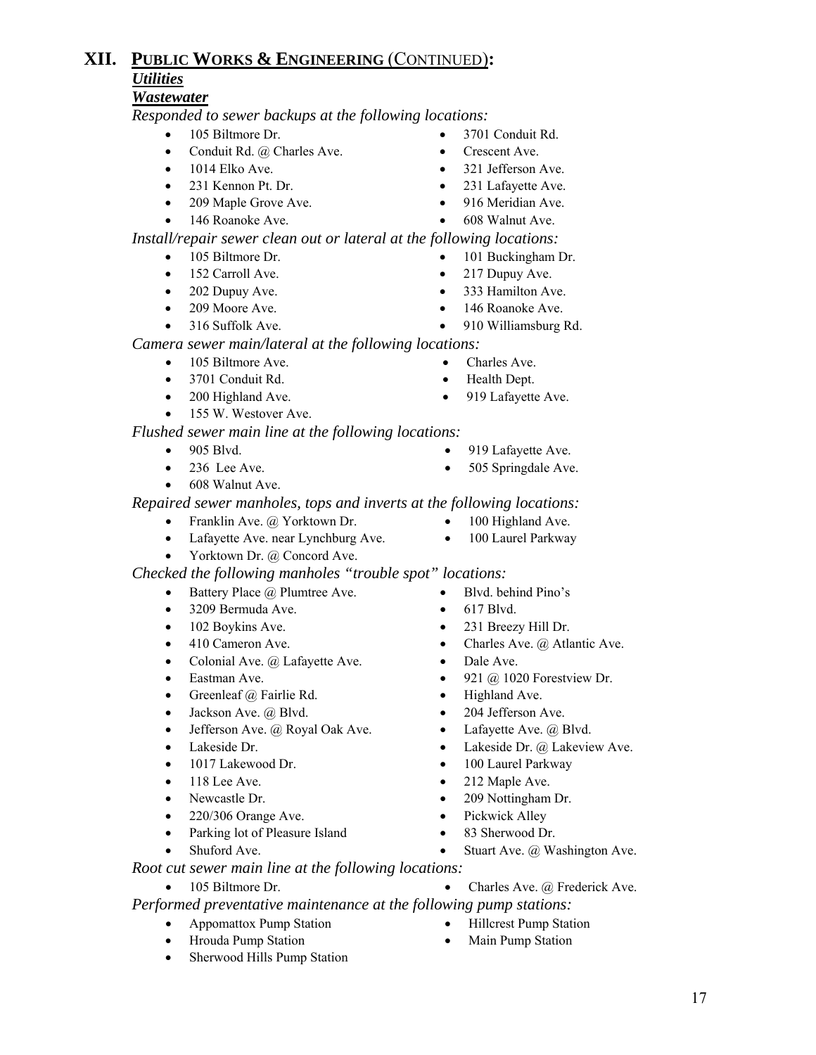# XII. PUBLIC WORKS & ENGINEERING (CONTINUED):

## *Utilities*

### *Wastewater*

*Responded to sewer backups at the following locations:*

- 105 Biltmore Dr.
- 3701 Conduit Rd.
- Conduit Rd. @ Charles Ave.
- Crescent Ave.
- 1014 Elko Ave.
- 321 Jefferson Ave.
- 231 Kennon Pt. Dr.
- 231 Lafayette Ave.
- 209 Maple Grove Ave.
- 916 Meridian Ave.
- 146 Roanoke Ave.
- 608 Walnut Ave.

*Install/repair sewer clean out or lateral at the following locations:*

- 105 Biltmore Dr.
- 101 Buckingham Dr.
- 152 Carroll Ave.
- 217 Dupuy Ave.
- 202 Dupuy Ave.
- 333 Hamilton Ave.
- 209 Moore Ave.
- 146 Roanoke Ave.
- 316 Suffolk Ave.
- 910 Williamsburg Rd.

*Camera sewer main/lateral at the following locations:*

- 105 Biltmore Ave.
- Charles Ave.
- 3701 Conduit Rd.
- Health Dept.
- 200 Highland Ave.
- 919 Lafayette Ave.
- 155 W. Westover Ave.

*Flushed sewer main line at the following locations:*

- 905 Blvd.
- 919 Lafayette Ave.
- 236 Lee Ave.
- 505 Springdale Ave.
- 608 Walnut Ave.

*Repaired sewer manholes, tops and inverts at the following locations:*

- Franklin Ave. @ Yorktown Dr.
- 100 Highland Ave.
- Lafayette Ave. near Lynchburg Ave.
- 100 Laurel Parkway
- Yorktown Dr. @ Concord Ave.

*Checked the following manholes "trouble spot" locations:*

- Battery Place @ Plumtree Ave.
- Blvd. behind Pino's
- 3209 Bermuda Ave.
- 617 Blvd.
- 102 Boykins Ave.
- 231 Breezy Hill Dr.
- 410 Cameron Ave.
- Charles Ave. @ Atlantic Ave.
- Colonial Ave. @ Lafayette Ave.
- Dale Ave.
- Eastman Ave.
- 921 @ 1020 Forestview Dr.
- Greenleaf @ Fairlie Rd.
- Highland Ave.
- Jackson Ave. @ Blvd.
- 204 Jefferson Ave.
- Jefferson Ave. @ Royal Oak Ave.
- Lafayette Ave. @ Blvd.
- Lakeside Dr.
- Lakeside Dr. @ Lakeview Ave.
- 1017 Lakewood Dr.
- 100 Laurel Parkway
- 118 Lee Ave.
- 212 Maple Ave.
- Newcastle Dr.
- 209 Nottingham Dr.
- 220/306 Orange Ave.
- Pickwick Alley
- Parking lot of Pleasure Island
- 83 Sherwood Dr.
- Shuford Ave.
- Stuart Ave. @ Washington Ave.

*Root cut sewer main line at the following locations:*

- 105 Biltmore Dr.
- Charles Ave. @ Frederick Ave.

*Performed preventative maintenance at the following pump stations:*

- Appomattox Pump Station
- Hillcrest Pump Station
- Hrouda Pump Station
- Main Pump Station
- Sherwood Hills Pump Station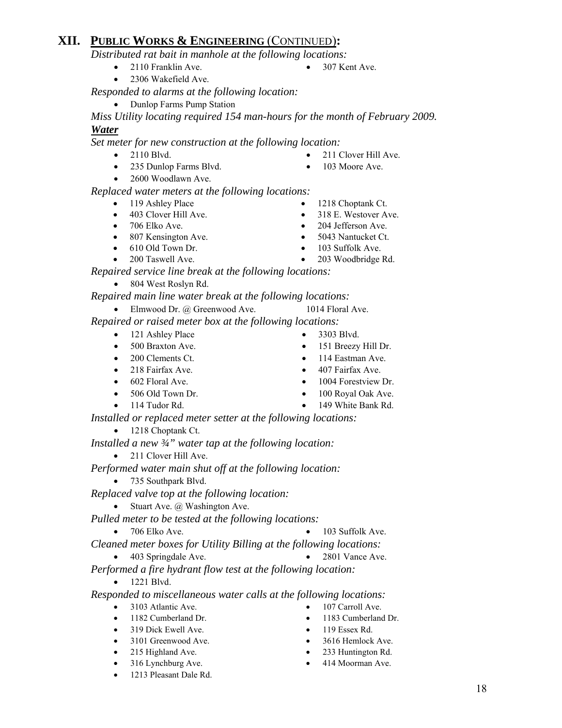## XII. PUBLIC WORKS & ENGINEERING (CONTINUED):

*Distributed rat bait in manhole at the following locations:*

- 2110 Franklin Ave.
- 307 Kent Ave.
- 2306 Wakefield Ave.

*Responded to alarms at the following location:*

- Dunlop Farms Pump Station

*Miss Utility locating required 154 man-hours for the month of February 2009.*

***Water***

*Set meter for new construction at the following location:*

- 2110 Blvd.
- 211 Clover Hill Ave.
- 235 Dunlop Farms Blvd.
- 103 Moore Ave.
- 2600 Woodlawn Ave.

*Replaced water meters at the following locations:*

- 119 Ashley Place
- 1218 Choptank Ct.
- 403 Clover Hill Ave.
- 318 E. Westover Ave.
- 706 Elko Ave.
- 204 Jefferson Ave.
- 807 Kensington Ave.
- 5043 Nantucket Ct.
- 610 Old Town Dr.
- 103 Suffolk Ave.
- 200 Taswell Ave.
- 203 Woodbridge Rd.

*Repaired service line break at the following locations:*

- 804 West Roslyn Rd.

*Repaired main line water break at the following locations:*

- Elmwood Dr. @ Greenwood Ave.
- 1014 Floral Ave.

*Repaired or raised meter box at the following locations:*

- 121 Ashley Place
- 3303 Blvd.
- 500 Braxton Ave.
- 151 Breezy Hill Dr.
- 200 Clements Ct.
- 114 Eastman Ave.
- 218 Fairfax Ave.
- 407 Fairfax Ave.
- 602 Floral Ave.
- 1004 Forestview Dr.
- 506 Old Town Dr.
- 100 Royal Oak Ave.
- 114 Tudor Rd.
- 149 White Bank Rd.

*Installed or replaced meter setter at the following locations:*

- 1218 Choptank Ct.

*Installed a new ¾" water tap at the following location:*

- 211 Clover Hill Ave.

*Performed water main shut off at the following location:*

- 735 Southpark Blvd.

*Replaced valve top at the following location:*

- Stuart Ave. @ Washington Ave.

*Pulled meter to be tested at the following locations:*

- 706 Elko Ave.
- 103 Suffolk Ave.

*Cleaned meter boxes for Utility Billing at the following locations:*

- 403 Springdale Ave.
- 2801 Vance Ave.

*Performed a fire hydrant flow test at the following location:*

- 1221 Blvd.

*Responded to miscellaneous water calls at the following locations:*

- 3103 Atlantic Ave.
- 107 Carroll Ave.
- 1182 Cumberland Dr.
- 1183 Cumberland Dr.
- 319 Dick Ewell Ave.
- 119 Essex Rd.
- 3101 Greenwood Ave.
- 3616 Hemlock Ave.
- 215 Highland Ave.
- 233 Huntington Rd.
- 316 Lynchburg Ave.
- 414 Moorman Ave.
- 1213 Pleasant Dale Rd.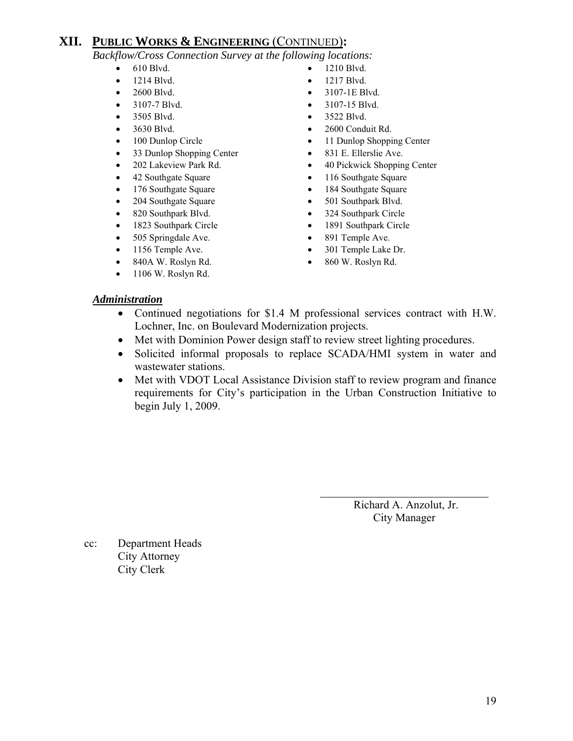## XII. PUBLIC WORKS & ENGINEERING (CONTINUED):

*Backflow/Cross Connection Survey at the following locations:*

- 610 Blvd.
- 1210 Blvd.
- 1214 Blvd.
- 1217 Blvd.
- 2600 Blvd.
- 3107-1E Blvd.
- 3107-7 Blvd.
- 3107-15 Blvd.
- 3505 Blvd.
- 3522 Blvd.
- 3630 Blvd.
- 2600 Conduit Rd.
- 100 Dunlop Circle
- 11 Dunlop Shopping Center
- 33 Dunlop Shopping Center
- 831 E. Ellerslie Ave.
- 202 Lakeview Park Rd.
- 40 Pickwick Shopping Center
- 42 Southgate Square
- 116 Southgate Square
- 176 Southgate Square
- 184 Southgate Square
- 204 Southgate Square
- 501 Southpark Blvd.
- 820 Southpark Blvd.
- 324 Southpark Circle
- 1823 Southpark Circle
- 1891 Southpark Circle
- 505 Springdale Ave.
- 891 Temple Ave.
- 1156 Temple Ave.
- 301 Temple Lake Dr.
- 840A W. Roslyn Rd.
- 860 W. Roslyn Rd.
- 1106 W. Roslyn Rd.

***Administration***

- Continued negotiations for $1.4 M professional services contract with H.W. Lochner, Inc. on Boulevard Modernization projects.
- Met with Dominion Power design staff to review street lighting procedures.
- Solicited informal proposals to replace SCADA/HMI system in water and wastewater stations.
- Met with VDOT Local Assistance Division staff to review program and finance requirements for City's participation in the Urban Construction Initiative to begin July 1, 2009.

Richard A. Anzolut, Jr.
City Manager

cc: Department Heads
City Attorney
City Clerk